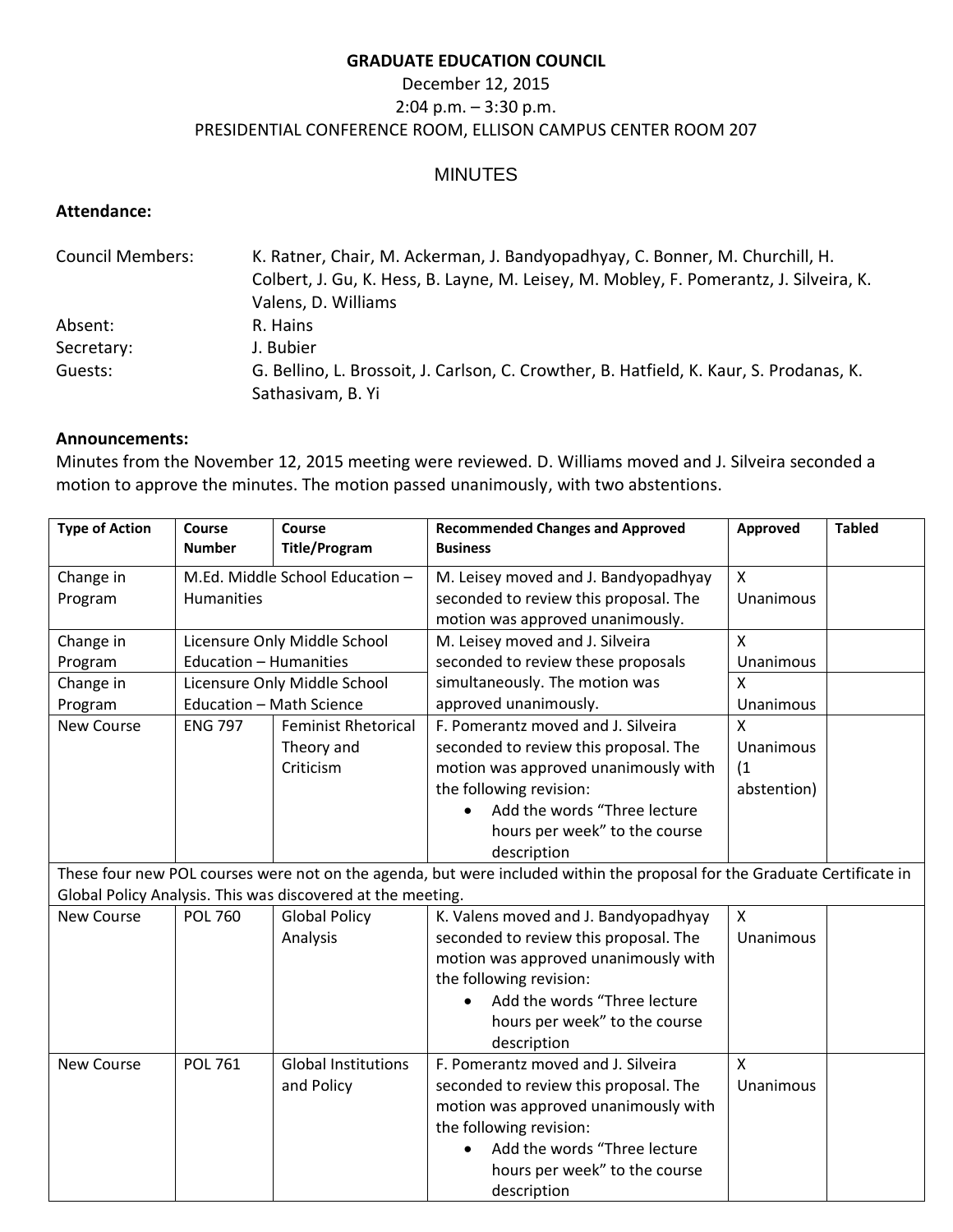**GRADUATE EDUCATION COUNCIL**

December 12, 2015

2:04 p.m. – 3:30 p.m.

PRESIDENTIAL CONFERENCE ROOM, ELLISON CAMPUS CENTER ROOM 207

MINUTES

**Attendance:**

Council Members: K. Ratner, Chair, M. Ackerman, J. Bandyopadhyay, C. Bonner, M. Churchill, H. Colbert, J. Gu, K. Hess, B. Layne, M. Leisey, M. Mobley, F. Pomerantz, J. Silveira, K. Valens, D. Williams

Absent: R. Hains

Secretary: J. Bubier

Guests: G. Bellino, L. Brossoit, J. Carlson, C. Crowther, B. Hatfield, K. Kaur, S. Prodanas, K. Sathasivam, B. Yi

**Announcements:**

Minutes from the November 12, 2015 meeting were reviewed. D. Williams moved and J. Silveira seconded a motion to approve the minutes. The motion passed unanimously, with two abstentions.

| Type of Action | Course Number | Course Title/Program | Recommended Changes and Approved Business | Approved | Tabled |
|---|---|---|---|---|---|
| Change in Program | M.Ed. Middle School Education – Humanities | | M. Leisey moved and J. Bandyopadhyay seconded to review this proposal. The motion was approved unanimously. | X Unanimous | |
| Change in Program | Licensure Only Middle School Education – Humanities | | M. Leisey moved and J. Silveira seconded to review these proposals simultaneously. The motion was approved unanimously. | X Unanimous | |
| Change in Program | Licensure Only Middle School Education – Math Science | | | X Unanimous | |
| New Course | ENG 797 | Feminist Rhetorical Theory and Criticism | F. Pomerantz moved and J. Silveira seconded to review this proposal. The motion was approved unanimously with the following revision: <br>• Add the words "Three lecture hours per week" to the course description | X Unanimous (1 abstention) | |
| These four new POL courses were not on the agenda, but were included within the proposal for the Graduate Certificate in Global Policy Analysis. This was discovered at the meeting. | | | | | |
| New Course | POL 760 | Global Policy Analysis | K. Valens moved and J. Bandyopadhyay seconded to review this proposal. The motion was approved unanimously with the following revision: <br>• Add the words "Three lecture hours per week" to the course description | X Unanimous | |
| New Course | POL 761 | Global Institutions and Policy | F. Pomerantz moved and J. Silveira seconded to review this proposal. The motion was approved unanimously with the following revision: <br>• Add the words "Three lecture hours per week" to the course description | X Unanimous | |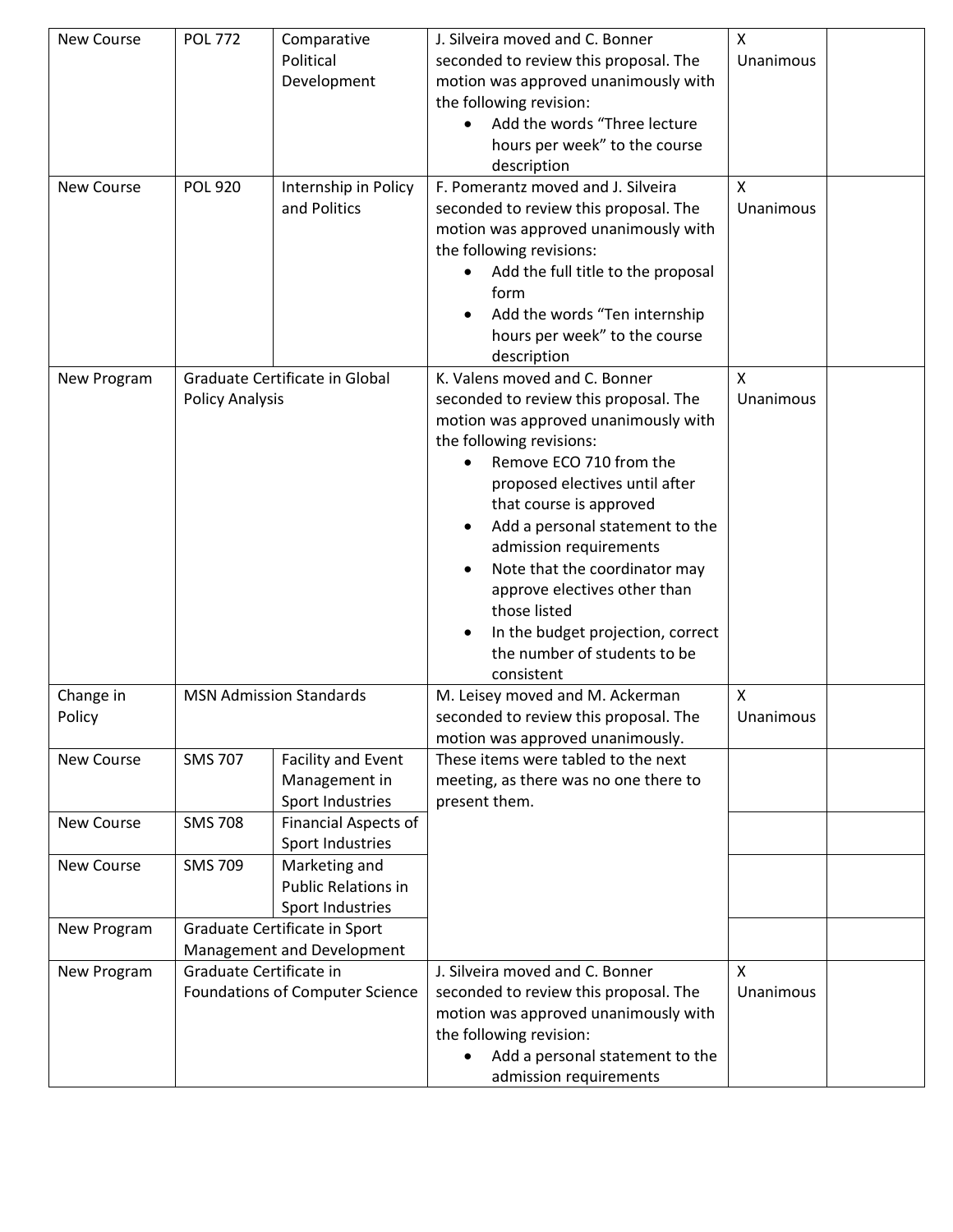| New Course | POL 772 | Comparative Political Development | J. Silveira moved and C. Bonner seconded to review this proposal. The motion was approved unanimously with the following revision:<br>• Add the words "Three lecture hours per week" to the course description | X Unanimous | |
|---|---|---|---|---|---|
| New Course | POL 920 | Internship in Policy and Politics | F. Pomerantz moved and J. Silveira seconded to review this proposal. The motion was approved unanimously with the following revisions:<br>• Add the full title to the proposal form<br>• Add the words "Ten internship hours per week" to the course description | X Unanimous | |
| New Program | Graduate Certificate in Global Policy Analysis | | K. Valens moved and C. Bonner seconded to review this proposal. The motion was approved unanimously with the following revisions:<br>• Remove ECO 710 from the proposed electives until after that course is approved<br>• Add a personal statement to the admission requirements<br>• Note that the coordinator may approve electives other than those listed<br>• In the budget projection, correct the number of students to be consistent | X Unanimous | |
| Change in Policy | MSN Admission Standards | | M. Leisey moved and M. Ackerman seconded to review this proposal. The motion was approved unanimously. | X Unanimous | |
| New Course | SMS 707 | Facility and Event Management in Sport Industries | These items were tabled to the next meeting, as there was no one there to present them. | | |
| New Course | SMS 708 | Financial Aspects of Sport Industries | | | |
| New Course | SMS 709 | Marketing and Public Relations in Sport Industries | | | |
| New Program | Graduate Certificate in Sport Management and Development | | | | |
| New Program | Graduate Certificate in Foundations of Computer Science | | J. Silveira moved and C. Bonner seconded to review this proposal. The motion was approved unanimously with the following revision:<br>• Add a personal statement to the admission requirements | X Unanimous | |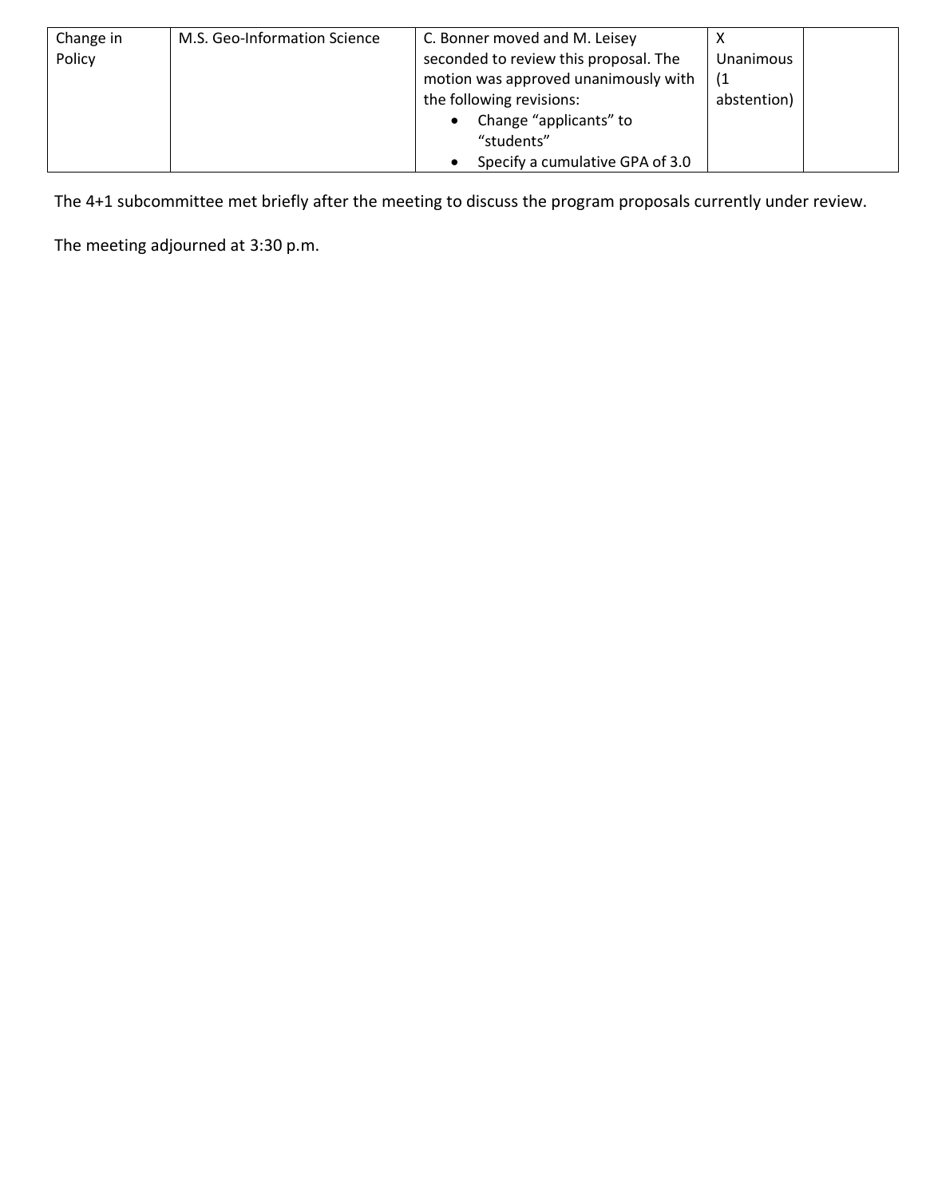| | | | | |
|---|---|---|---|---|
| Change in Policy | M.S. Geo-Information Science | C. Bonner moved and M. Leisey seconded to review this proposal. The motion was approved unanimously with the following revisions:<br>• Change "applicants" to "students"<br>• Specify a cumulative GPA of 3.0 | X Unanimous (1 abstention) | |

The 4+1 subcommittee met briefly after the meeting to discuss the program proposals currently under review.

The meeting adjourned at 3:30 p.m.